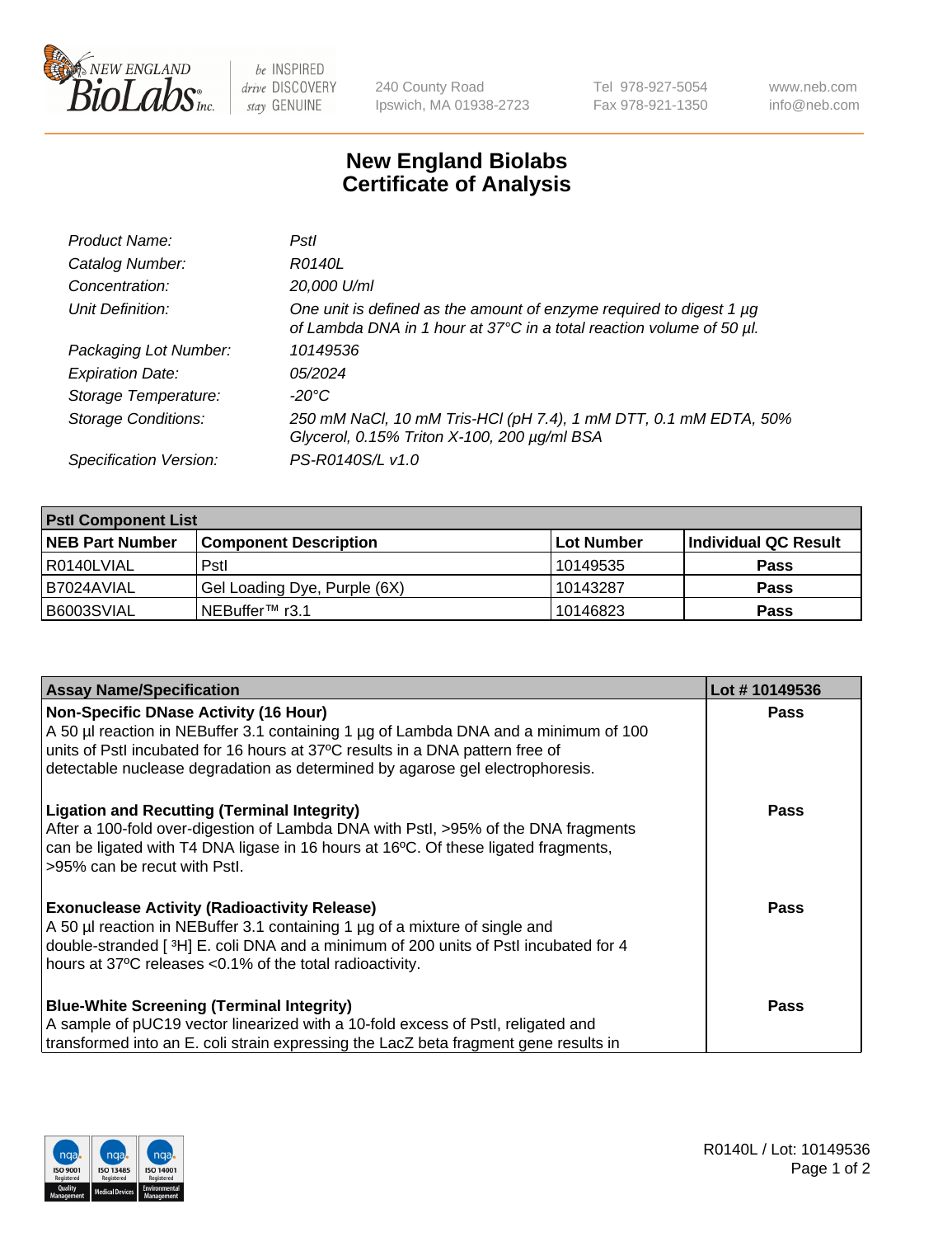# New England Biolabs Certificate of Analysis

| | |
|---|---|
| *Product Name:* | *PstI* |
| *Catalog Number:* | *R0140L* |
| *Concentration:* | *20,000 U/ml* |
| *Unit Definition:* | *One unit is defined as the amount of enzyme required to digest 1 µg of Lambda DNA in 1 hour at 37°C in a total reaction volume of 50 µl.* |
| *Packaging Lot Number:* | *10149536* |
| *Expiration Date:* | *05/2024* |
| *Storage Temperature:* | *-20°C* |
| *Storage Conditions:* | *250 mM NaCl, 10 mM Tris-HCl (pH 7.4), 1 mM DTT, 0.1 mM EDTA, 50% Glycerol, 0.15% Triton X-100, 200 µg/ml BSA* |
| *Specification Version:* | *PS-R0140S/L v1.0* |

| **PstI Component List** | | | |
|---|---|---|---|
| **NEB Part Number** | **Component Description** | **Lot Number** | **Individual QC Result** |
| R0140LVIAL | PstI | 10149535 | **Pass** |
| B7024AVIAL | Gel Loading Dye, Purple (6X) | 10143287 | **Pass** |
| B6003SVIAL | NEBuffer™ r3.1 | 10146823 | **Pass** |

| **Assay Name/Specification** | **Lot # 10149536** |
|---|---|
| **Non-Specific DNase Activity (16 Hour)**<br>A 50 µl reaction in NEBuffer 3.1 containing 1 µg of Lambda DNA and a minimum of 100 units of PstI incubated for 16 hours at 37ºC results in a DNA pattern free of detectable nuclease degradation as determined by agarose gel electrophoresis. | **Pass** |
| **Ligation and Recutting (Terminal Integrity)**<br>After a 100-fold over-digestion of Lambda DNA with PstI, >95% of the DNA fragments can be ligated with T4 DNA ligase in 16 hours at 16ºC. Of these ligated fragments, >95% can be recut with PstI. | **Pass** |
| **Exonuclease Activity (Radioactivity Release)**<br>A 50 µl reaction in NEBuffer 3.1 containing 1 µg of a mixture of single and double-stranded [ $^{3}$H] E. coli DNA and a minimum of 200 units of PstI incubated for 4 hours at 37ºC releases <0.1% of the total radioactivity. | **Pass** |
| **Blue-White Screening (Terminal Integrity)**<br>A sample of pUC19 vector linearized with a 10-fold excess of PstI, religated and transformed into an E. coli strain expressing the LacZ beta fragment gene results in | **Pass** |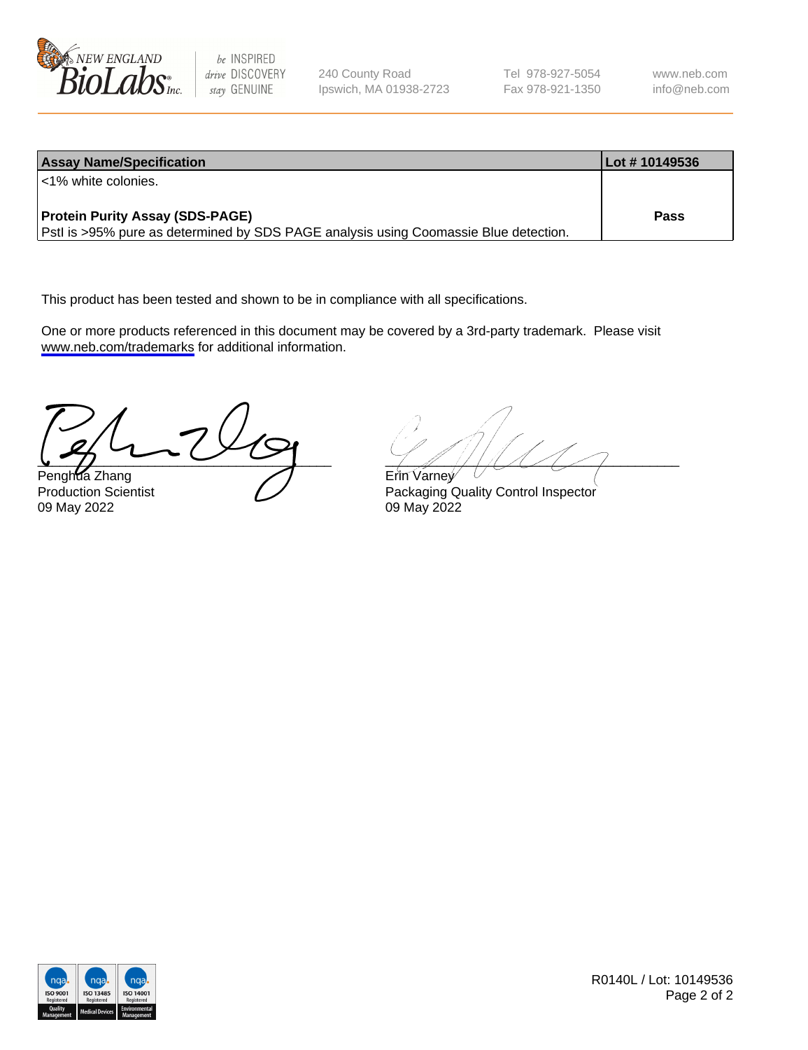| Assay Name/Specification | Lot # 10149536 |
| --- | --- |
| <1% white colonies. | |
| **Protein Purity Assay (SDS-PAGE)**<br>PstI is >95% pure as determined by SDS PAGE analysis using Coomassie Blue detection. | **Pass** |

This product has been tested and shown to be in compliance with all specifications.

One or more products referenced in this document may be covered by a 3rd-party trademark. Please visit www.neb.com/trademarks for additional information.

Penghua Zhang
Production Scientist
09 May 2022

Erin Varney
Packaging Quality Control Inspector
09 May 2022

R0140L / Lot: 10149536